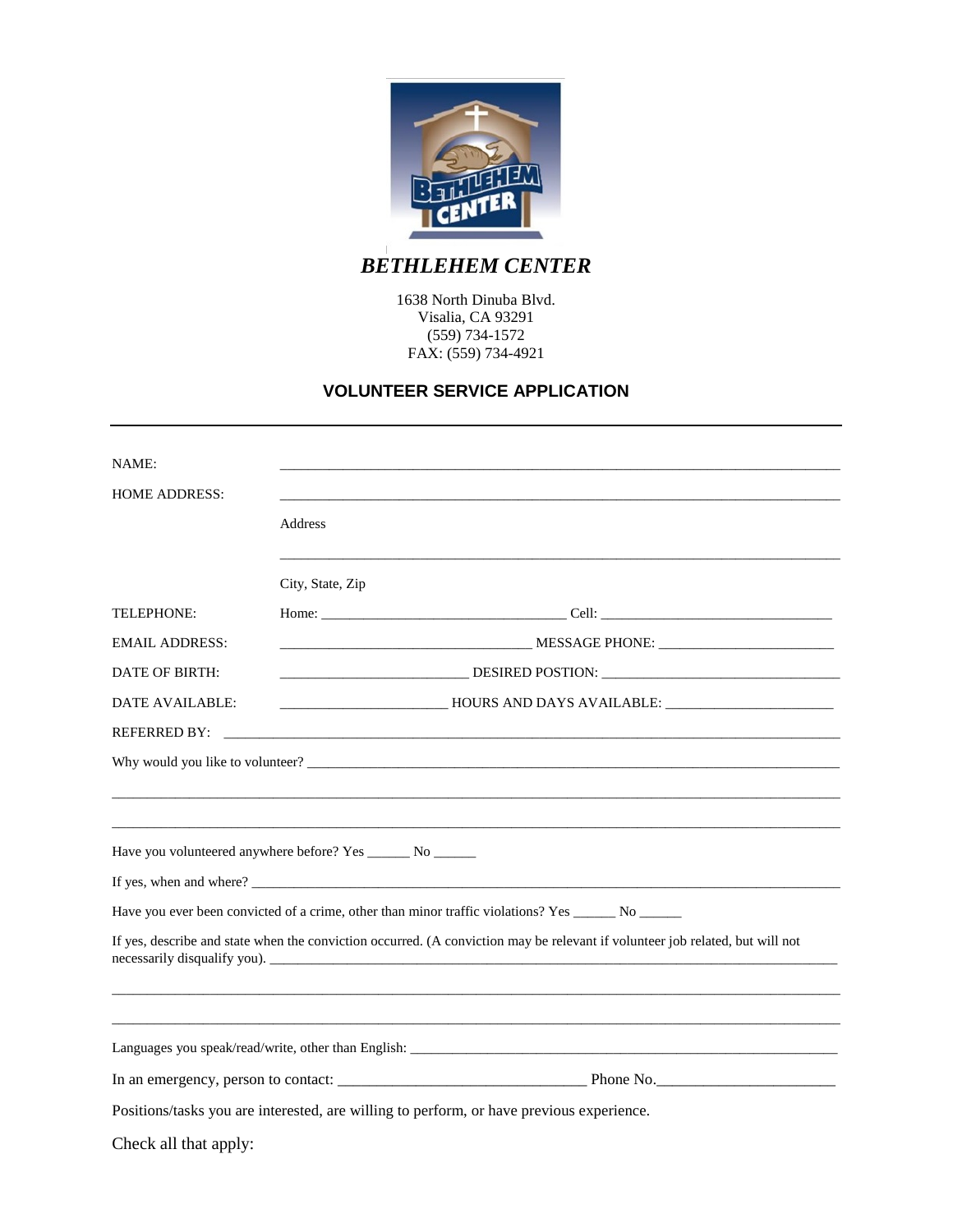# *BETHLEHEM CENTER*

1638 North Dinuba Blvd.
Visalia, CA 93291
(559) 734-1572
FAX: (559) 734-4921

## VOLUNTEER SERVICE APPLICATION

---

NAME: ______________________________________________________________________________

HOME ADDRESS: ______________________________________________________________________________

Address

______________________________________________________________________________

City, State, Zip

TELEPHONE: Home: ___________________________________ Cell: _________________________________

EMAIL ADDRESS: ___________________________________ MESSAGE PHONE: _________________________

DATE OF BIRTH: ___________________________ DESIRED POSTION: __________________________________

DATE AVAILABLE: ________________________ HOURS AND DAYS AVAILABLE: ________________________

REFERRED BY: ________________________________________________________________________________

Why would you like to volunteer? _________________________________________________________________

______________________________________________________________________________________________

______________________________________________________________________________________________

Have you volunteered anywhere before? Yes ______ No ______

If yes, when and where? ________________________________________________________________________

Have you ever been convicted of a crime, other than minor traffic violations? Yes ______ No ______

If yes, describe and state when the conviction occurred. (A conviction may be relevant if volunteer job related, but will not necessarily disqualify you). ________________________________________________________________________

______________________________________________________________________________________________

______________________________________________________________________________________________

Languages you speak/read/write, other than English: _______________________________________________

In an emergency, person to contact: _________________________________ Phone No.________________________

Positions/tasks you are interested, are willing to perform, or have previous experience.

Check all that apply: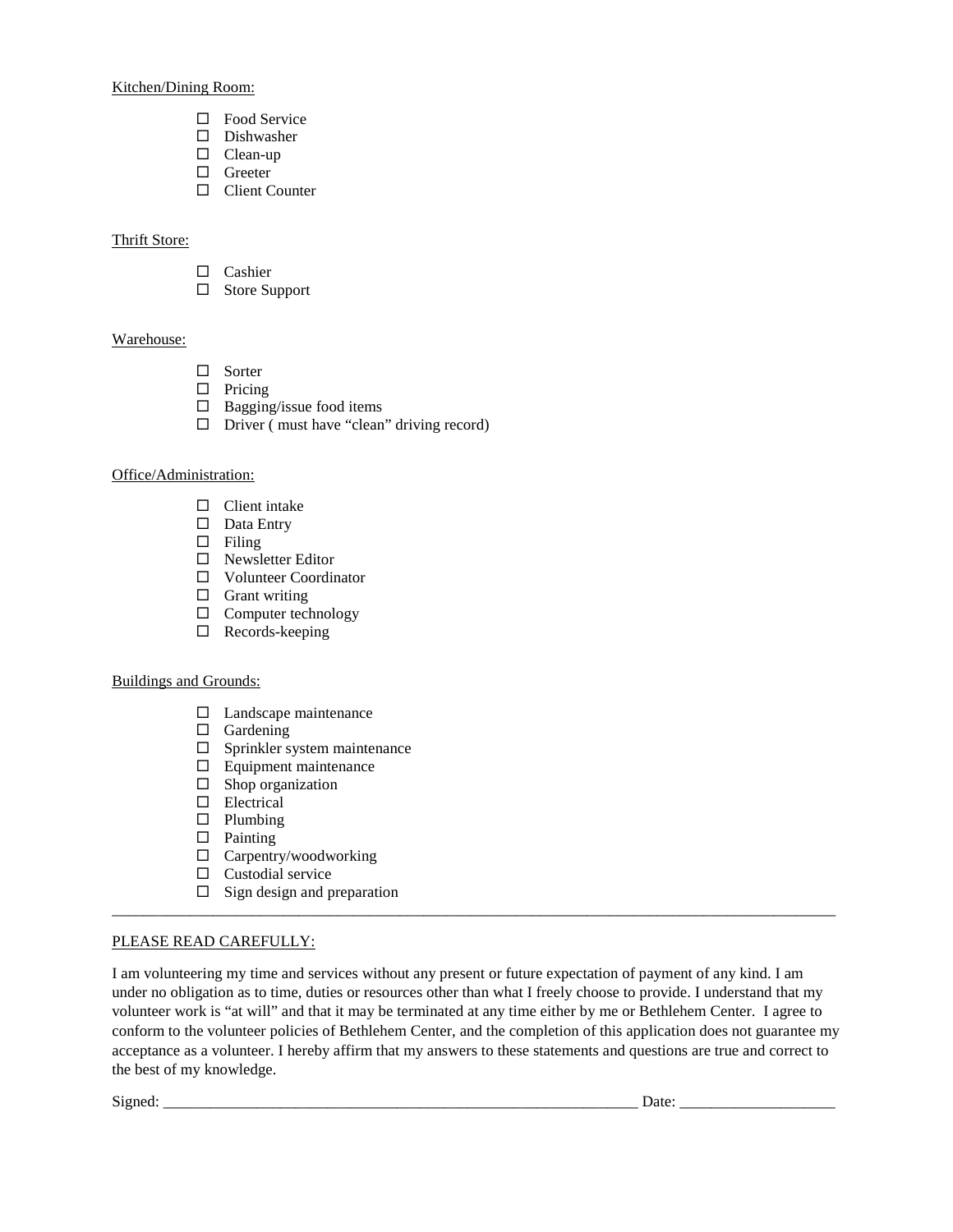Kitchen/Dining Room:

- ☐ Food Service
- ☐ Dishwasher
- ☐ Clean-up
- ☐ Greeter
- ☐ Client Counter

Thrift Store:

- ☐ Cashier
- ☐ Store Support

Warehouse:

- ☐ Sorter
- ☐ Pricing
- ☐ Bagging/issue food items
- ☐ Driver ( must have "clean" driving record)

Office/Administration:

- ☐ Client intake
- ☐ Data Entry
- ☐ Filing
- ☐ Newsletter Editor
- ☐ Volunteer Coordinator
- ☐ Grant writing
- ☐ Computer technology
- ☐ Records-keeping

Buildings and Grounds:

- ☐ Landscape maintenance
- ☐ Gardening
- ☐ Sprinkler system maintenance
- ☐ Equipment maintenance
- ☐ Shop organization
- ☐ Electrical
- ☐ Plumbing
- ☐ Painting
- ☐ Carpentry/woodworking
- ☐ Custodial service
- ☐ Sign design and preparation

---

PLEASE READ CAREFULLY:

I am volunteering my time and services without any present or future expectation of payment of any kind. I am under no obligation as to time, duties or resources other than what I freely choose to provide. I understand that my volunteer work is "at will" and that it may be terminated at any time either by me or Bethlehem Center. I agree to conform to the volunteer policies of Bethlehem Center, and the completion of this application does not guarantee my acceptance as a volunteer. I hereby affirm that my answers to these statements and questions are true and correct to the best of my knowledge.

Signed: ______________________________________________________________ Date: ____________________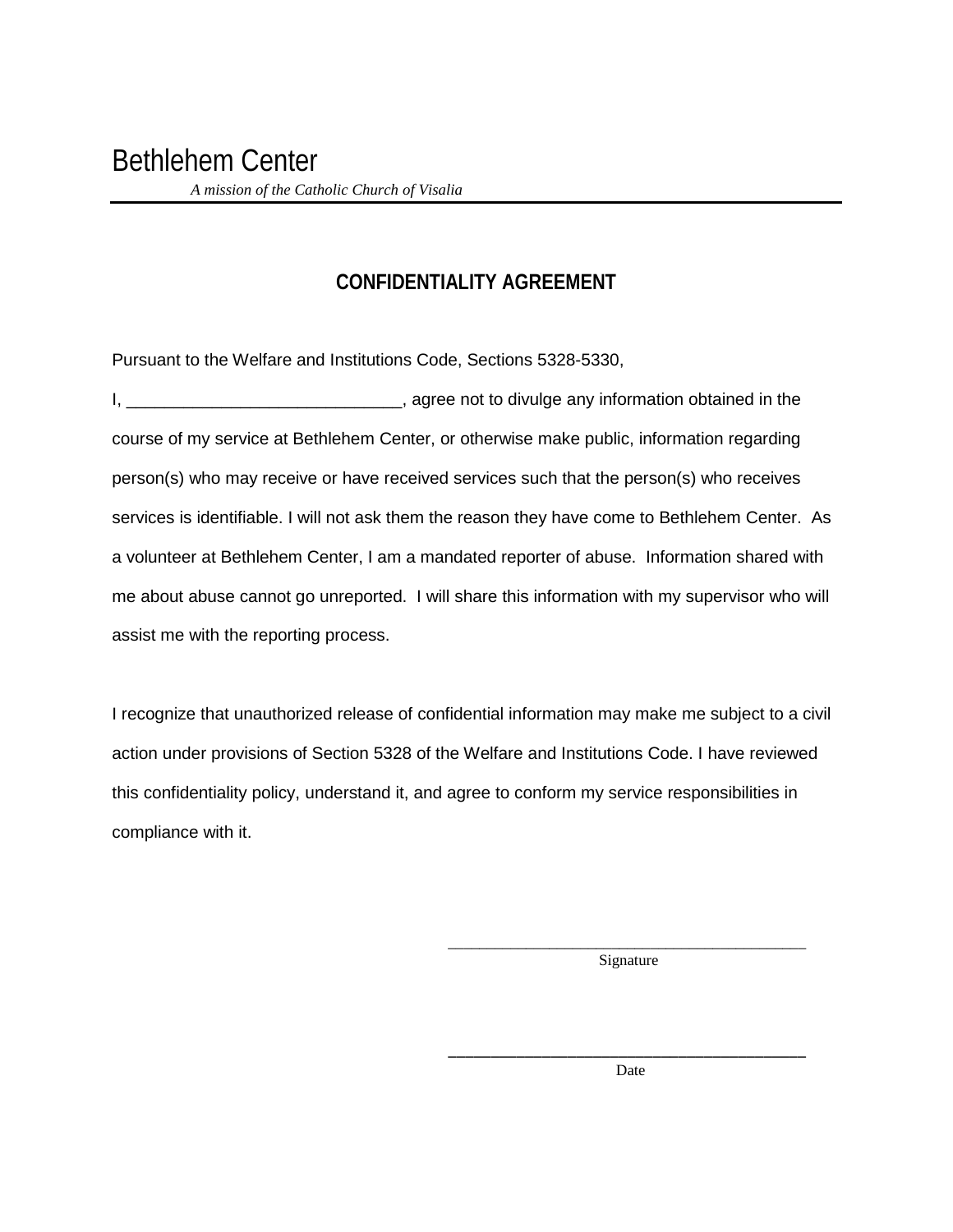# Bethlehem Center

*A mission of the Catholic Church of Visalia*

---

## CONFIDENTIALITY AGREEMENT

Pursuant to the Welfare and Institutions Code, Sections 5328-5330,

I, _____________________________, agree not to divulge any information obtained in the course of my service at Bethlehem Center, or otherwise make public, information regarding person(s) who may receive or have received services such that the person(s) who receives services is identifiable. I will not ask them the reason they have come to Bethlehem Center. As a volunteer at Bethlehem Center, I am a mandated reporter of abuse. Information shared with me about abuse cannot go unreported. I will share this information with my supervisor who will assist me with the reporting process.

I recognize that unauthorized release of confidential information may make me subject to a civil action under provisions of Section 5328 of the Welfare and Institutions Code. I have reviewed this confidentiality policy, understand it, and agree to conform my service responsibilities in compliance with it.

_____________________________________________
Signature

_____________________________________________
Date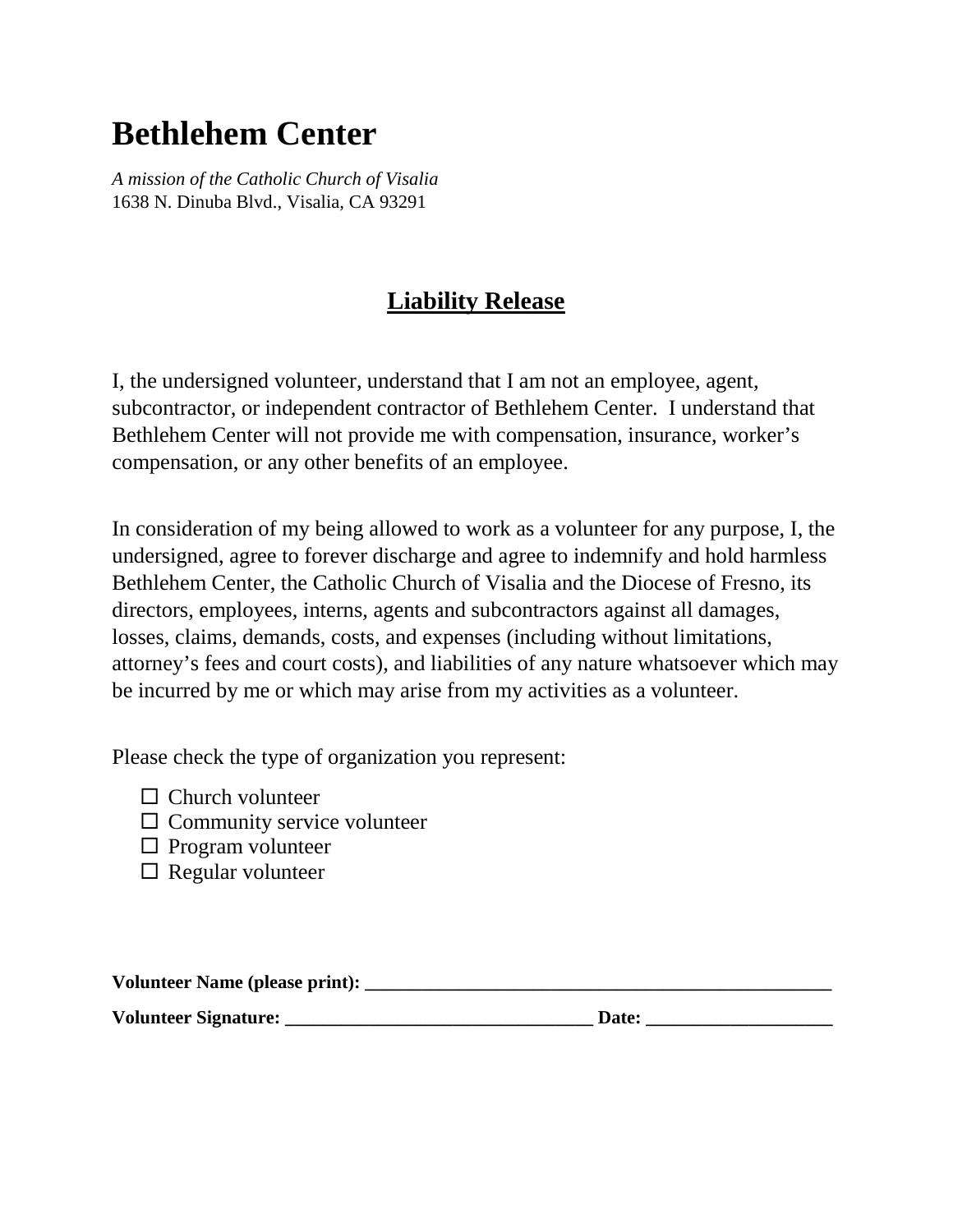# Bethlehem Center

*A mission of the Catholic Church of Visalia*
1638 N. Dinuba Blvd., Visalia, CA 93291

## <u>Liability Release</u>

I, the undersigned volunteer, understand that I am not an employee, agent, subcontractor, or independent contractor of Bethlehem Center. I understand that Bethlehem Center will not provide me with compensation, insurance, worker's compensation, or any other benefits of an employee.

In consideration of my being allowed to work as a volunteer for any purpose, I, the undersigned, agree to forever discharge and agree to indemnify and hold harmless Bethlehem Center, the Catholic Church of Visalia and the Diocese of Fresno, its directors, employees, interns, agents and subcontractors against all damages, losses, claims, demands, costs, and expenses (including without limitations, attorney's fees and court costs), and liabilities of any nature whatsoever which may be incurred by me or which may arise from my activities as a volunteer.

Please check the type of organization you represent:

- ☐ Church volunteer
- ☐ Community service volunteer
- ☐ Program volunteer
- ☐ Regular volunteer

**Volunteer Name (please print): ___________________________________________________**

**Volunteer Signature: _________________________________ Date: ____________________**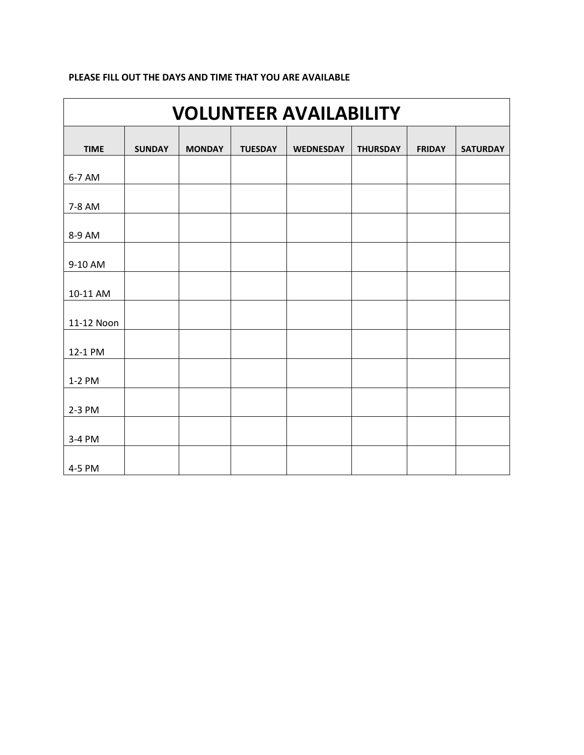**PLEASE FILL OUT THE DAYS AND TIME THAT YOU ARE AVAILABLE**

# VOLUNTEER AVAILABILITY

| TIME | SUNDAY | MONDAY | TUESDAY | WEDNESDAY | THURSDAY | FRIDAY | SATURDAY |
|---|---|---|---|---|---|---|---|
| 6-7 AM | | | | | | | |
| 7-8 AM | | | | | | | |
| 8-9 AM | | | | | | | |
| 9-10 AM | | | | | | | |
| 10-11 AM | | | | | | | |
| 11-12 Noon | | | | | | | |
| 12-1 PM | | | | | | | |
| 1-2 PM | | | | | | | |
| 2-3 PM | | | | | | | |
| 3-4 PM | | | | | | | |
| 4-5 PM | | | | | | | |